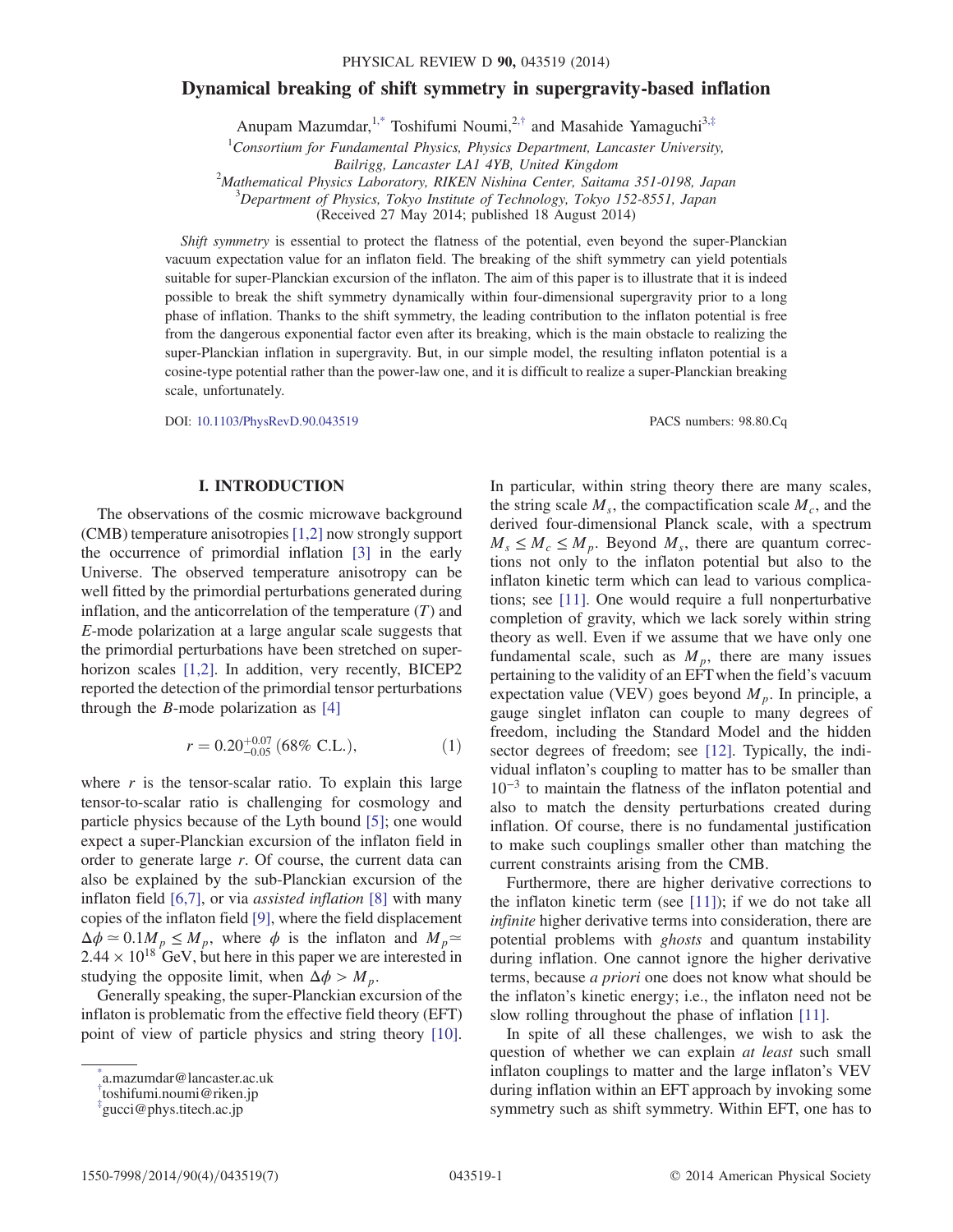# Dynamical breaking of shift symmetry in supergravity-based inflation

Anupam Mazumdar,[1,*] Toshifumi Noumi,[2,†] and Masahide Yamaguchi[3,‡]

[1]Consortium for Fundamental Physics, Physics Department, Lancaster University, Bailrigg, Lancaster LA1 4YB, United Kingdom
[2]Mathematical Physics Laboratory, RIKEN Nishina Center, Saitama 351-0198, Japan
[3]Department of Physics, Tokyo Institute of Technology, Tokyo 152-8551, Japan

(Received 27 May 2014; published 18 August 2014)

*Shift symmetry* is essential to protect the flatness of the potential, even beyond the super-Planckian vacuum expectation value for an inflaton field. The breaking of the shift symmetry can yield potentials suitable for super-Planckian excursion of the inflaton. The aim of this paper is to illustrate that it is indeed possible to break the shift symmetry dynamically within four-dimensional supergravity prior to a long phase of inflation. Thanks to the shift symmetry, the leading contribution to the inflaton potential is free from the dangerous exponential factor even after its breaking, which is the main obstacle to realizing the super-Planckian inflation in supergravity. But, in our simple model, the resulting inflaton potential is a cosine-type potential rather than the power-law one, and it is difficult to realize a super-Planckian breaking scale, unfortunately.

DOI: 10.1103/PhysRevD.90.043519

PACS numbers: 98.80.Cq

## I. INTRODUCTION

The observations of the cosmic microwave background (CMB) temperature anisotropies [1,2] now strongly support the occurrence of primordial inflation [3] in the early Universe. The observed temperature anisotropy can be well fitted by the primordial perturbations generated during inflation, and the anticorrelation of the temperature ($T$) and $E$-mode polarization at a large angular scale suggests that the primordial perturbations have been stretched on super-horizon scales [1,2]. In addition, very recently, BICEP2 reported the detection of the primordial tensor perturbations through the $B$-mode polarization as [4]

$$r = 0.20^{+0.07}_{-0.05} \ (68\% \text{ C.L.}), \tag{1}$$

where $r$ is the tensor-scalar ratio. To explain this large tensor-to-scalar ratio is challenging for cosmology and particle physics because of the Lyth bound [5]; one would expect a super-Planckian excursion of the inflaton field in order to generate large $r$. Of course, the current data can also be explained by the sub-Planckian excursion of the inflaton field [6,7], or via *assisted inflation* [8] with many copies of the inflaton field [9], where the field displacement $\Delta\phi \simeq 0.1 M_p \leq M_p$, where $\phi$ is the inflaton and $M_p \simeq 2.44 \times 10^{18}$ GeV, but here in this paper we are interested in studying the opposite limit, when $\Delta\phi > M_p$.

Generally speaking, the super-Planckian excursion of the inflaton is problematic from the effective field theory (EFT) point of view of particle physics and string theory [10]. In particular, within string theory there are many scales, the string scale $M_s$, the compactification scale $M_c$, and the derived four-dimensional Planck scale, with a spectrum $M_s \leq M_c \leq M_p$. Beyond $M_s$, there are quantum corrections not only to the inflaton potential but also to the inflaton kinetic term which can lead to various complications; see [11]. One would require a full nonperturbative completion of gravity, which we lack sorely within string theory as well. Even if we assume that we have only one fundamental scale, such as $M_p$, there are many issues pertaining to the validity of an EFT when the field's vacuum expectation value (VEV) goes beyond $M_p$. In principle, a gauge singlet inflaton can couple to many degrees of freedom, including the Standard Model and the hidden sector degrees of freedom; see [12]. Typically, the individual inflaton's coupling to matter has to be smaller than $10^{-3}$ to maintain the flatness of the inflaton potential and also to match the density perturbations created during inflation. Of course, there is no fundamental justification to make such couplings smaller other than matching the current constraints arising from the CMB.

Furthermore, there are higher derivative corrections to the inflaton kinetic term (see [11]); if we do not take all *infinite* higher derivative terms into consideration, there are potential problems with *ghosts* and quantum instability during inflation. One cannot ignore the higher derivative terms, because *a priori* one does not know what should be the inflaton's kinetic energy; i.e., the inflaton need not be slow rolling throughout the phase of inflation [11].

In spite of all these challenges, we wish to ask the question of whether we can explain *at least* such small inflaton couplings to matter and the large inflaton's VEV during inflation within an EFT approach by invoking some symmetry such as shift symmetry. Within EFT, one has to

---

*a.mazumdar@lancaster.ac.uk
†toshifumi.noumi@riken.jp
‡gucci@phys.titech.ac.jp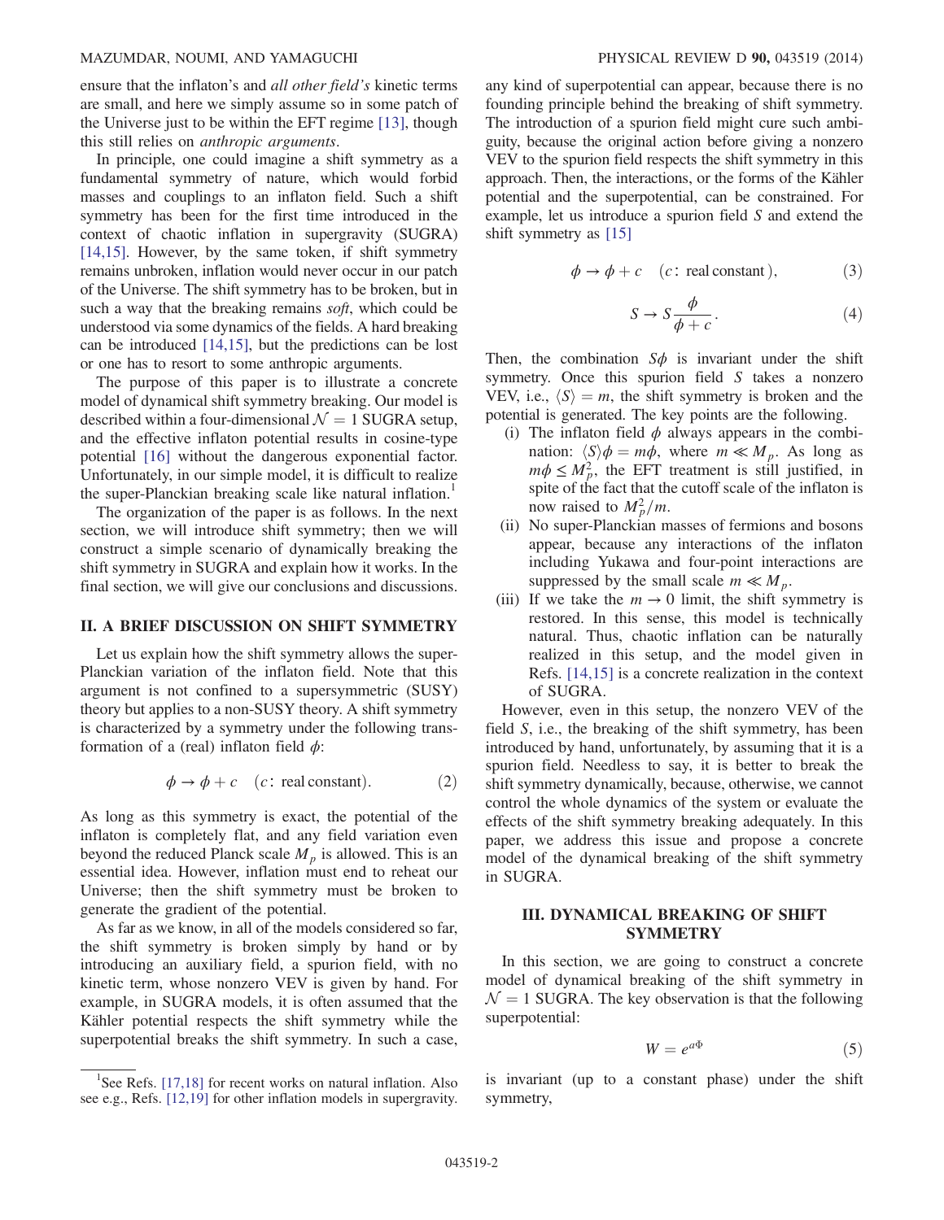ensure that the inflaton's and *all other field's* kinetic terms are small, and here we simply assume so in some patch of the Universe just to be within the EFT regime [13], though this still relies on *anthropic arguments*.

In principle, one could imagine a shift symmetry as a fundamental symmetry of nature, which would forbid masses and couplings to an inflaton field. Such a shift symmetry has been for the first time introduced in the context of chaotic inflation in supergravity (SUGRA) [14,15]. However, by the same token, if shift symmetry remains unbroken, inflation would never occur in our patch of the Universe. The shift symmetry has to be broken, but in such a way that the breaking remains *soft*, which could be understood via some dynamics of the fields. A hard breaking can be introduced [14,15], but the predictions can be lost or one has to resort to some anthropic arguments.

The purpose of this paper is to illustrate a concrete model of dynamical shift symmetry breaking. Our model is described within a four-dimensional $\mathcal{N} = 1$ SUGRA setup, and the effective inflaton potential results in cosine-type potential [16] without the dangerous exponential factor. Unfortunately, in our simple model, it is difficult to realize the super-Planckian breaking scale like natural inflation.[1]

The organization of the paper is as follows. In the next section, we will introduce shift symmetry; then we will construct a simple scenario of dynamically breaking the shift symmetry in SUGRA and explain how it works. In the final section, we will give our conclusions and discussions.

## II. A BRIEF DISCUSSION ON SHIFT SYMMETRY

Let us explain how the shift symmetry allows the super-Planckian variation of the inflaton field. Note that this argument is not confined to a supersymmetric (SUSY) theory but applies to a non-SUSY theory. A shift symmetry is characterized by a symmetry under the following transformation of a (real) inflaton field $\phi$:

$$\phi \to \phi + c \quad (c\text{: real constant}). \tag{2}$$

As long as this symmetry is exact, the potential of the inflaton is completely flat, and any field variation even beyond the reduced Planck scale $M_p$ is allowed. This is an essential idea. However, inflation must end to reheat our Universe; then the shift symmetry must be broken to generate the gradient of the potential.

As far as we know, in all of the models considered so far, the shift symmetry is broken simply by hand or by introducing an auxiliary field, a spurion field, with no kinetic term, whose nonzero VEV is given by hand. For example, in SUGRA models, it is often assumed that the Kähler potential respects the shift symmetry while the superpotential breaks the shift symmetry. In such a case, any kind of superpotential can appear, because there is no founding principle behind the breaking of shift symmetry. The introduction of a spurion field might cure such ambiguity, because the original action before giving a nonzero VEV to the spurion field respects the shift symmetry in this approach. Then, the interactions, or the forms of the Kähler potential and the superpotential, can be constrained. For example, let us introduce a spurion field $S$ and extend the shift symmetry as [15]

$$\phi \to \phi + c \quad (c\text{: real constant}), \tag{3}$$

$$S \to S\frac{\phi}{\phi + c}. \tag{4}$$

Then, the combination $S\phi$ is invariant under the shift symmetry. Once this spurion field $S$ takes a nonzero VEV, i.e., $\langle S \rangle = m$, the shift symmetry is broken and the potential is generated. The key points are the following.

(i) The inflaton field $\phi$ always appears in the combination: $\langle S \rangle \phi = m\phi$, where $m \ll M_p$. As long as $m\phi \leq M_p^2$, the EFT treatment is still justified, in spite of the fact that the cutoff scale of the inflaton is now raised to $M_p^2/m$.

(ii) No super-Planckian masses of fermions and bosons appear, because any interactions of the inflaton including Yukawa and four-point interactions are suppressed by the small scale $m \ll M_p$.

(iii) If we take the $m \to 0$ limit, the shift symmetry is restored. In this sense, this model is technically natural. Thus, chaotic inflation can be naturally realized in this setup, and the model given in Refs. [14,15] is a concrete realization in the context of SUGRA.

However, even in this setup, the nonzero VEV of the field $S$, i.e., the breaking of the shift symmetry, has been introduced by hand, unfortunately, by assuming that it is a spurion field. Needless to say, it is better to break the shift symmetry dynamically, because, otherwise, we cannot control the whole dynamics of the system or evaluate the effects of the shift symmetry breaking adequately. In this paper, we address this issue and propose a concrete model of the dynamical breaking of the shift symmetry in SUGRA.

## III. DYNAMICAL BREAKING OF SHIFT SYMMETRY

In this section, we are going to construct a concrete model of dynamical breaking of the shift symmetry in $\mathcal{N} = 1$ SUGRA. The key observation is that the following superpotential:

$$W = e^{a\Phi} \tag{5}$$

is invariant (up to a constant phase) under the shift symmetry,

---

[1] See Refs. [17,18] for recent works on natural inflation. Also see e.g., Refs. [12,19] for other inflation models in supergravity.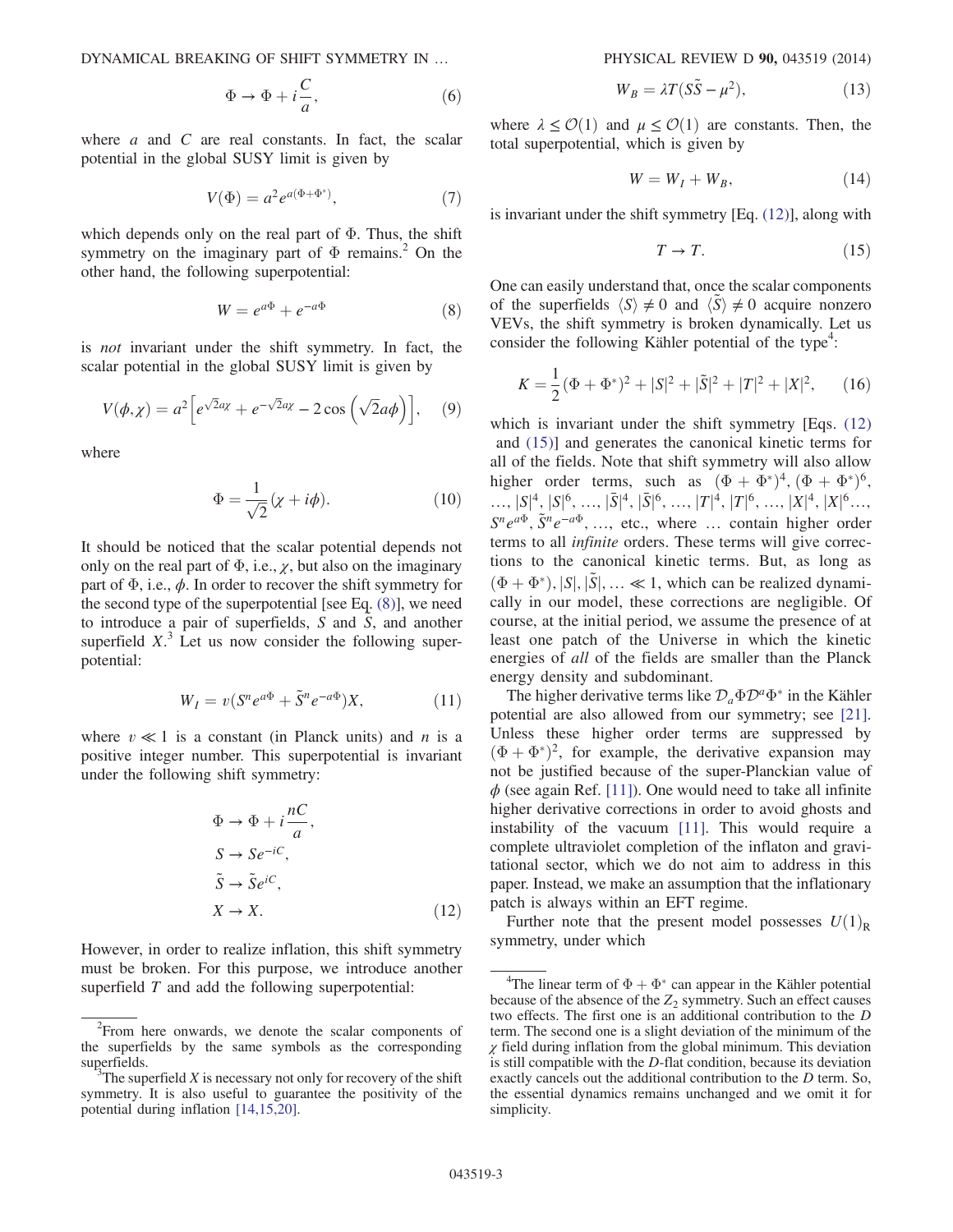$$\Phi \to \Phi + i\frac{C}{a}, \tag{6}$$

where $a$ and $C$ are real constants. In fact, the scalar potential in the global SUSY limit is given by

$$V(\Phi) = a^2 e^{a(\Phi+\Phi^*)}, \tag{7}$$

which depends only on the real part of $\Phi$. Thus, the shift symmetry on the imaginary part of $\Phi$ remains.[2] On the other hand, the following superpotential:

$$W = e^{a\Phi} + e^{-a\Phi} \tag{8}$$

is *not* invariant under the shift symmetry. In fact, the scalar potential in the global SUSY limit is given by

$$V(\phi,\chi) = a^2\left[e^{\sqrt{2}a\chi} + e^{-\sqrt{2}a\chi} - 2\cos\left(\sqrt{2}a\phi\right)\right], \tag{9}$$

where

$$\Phi = \frac{1}{\sqrt{2}}(\chi + i\phi). \tag{10}$$

It should be noticed that the scalar potential depends not only on the real part of $\Phi$, i.e., $\chi$, but also on the imaginary part of $\Phi$, i.e., $\phi$. In order to recover the shift symmetry for the second type of the superpotential [see Eq. (8)], we need to introduce a pair of superfields, $S$ and $\tilde{S}$, and another superfield $X$.[3] Let us now consider the following superpotential:

$$W_I = v(S^n e^{a\Phi} + \tilde{S}^n e^{-a\Phi})X, \tag{11}$$

where $v \ll 1$ is a constant (in Planck units) and $n$ is a positive integer number. This superpotential is invariant under the following shift symmetry:

$$\begin{aligned}
&\Phi \to \Phi + i\frac{nC}{a}, \\
&S \to Se^{-iC}, \\
&\tilde{S} \to \tilde{S}e^{iC}, \\
&X \to X.
\end{aligned} \tag{12}$$

However, in order to realize inflation, this shift symmetry must be broken. For this purpose, we introduce another superfield $T$ and add the following superpotential:

$$W_B = \lambda T(S\tilde{S} - \mu^2), \tag{13}$$

where $\lambda \leq \mathcal{O}(1)$ and $\mu \leq \mathcal{O}(1)$ are constants. Then, the total superpotential, which is given by

$$W = W_I + W_B, \tag{14}$$

is invariant under the shift symmetry [Eq. (12)], along with

$$T \to T. \tag{15}$$

One can easily understand that, once the scalar components of the superfields $\langle S\rangle \neq 0$ and $\langle\tilde{S}\rangle \neq 0$ acquire nonzero VEVs, the shift symmetry is broken dynamically. Let us consider the following Kähler potential of the type[4]:

$$K = \frac{1}{2}(\Phi + \Phi^*)^2 + |S|^2 + |\tilde{S}|^2 + |T|^2 + |X|^2, \tag{16}$$

which is invariant under the shift symmetry [Eqs. (12) and (15)] and generates the canonical kinetic terms for all of the fields. Note that shift symmetry will also allow higher order terms, such as $(\Phi+\Phi^*)^4$, $(\Phi+\Phi^*)^6$, $\ldots, |S|^4, |S|^6, \ldots, |\bar{S}|^4, |\bar{S}|^6, \ldots, |T|^4, |T|^6, \ldots, |X|^4, |X|^6\ldots,$ $S^n e^{a\Phi}$, $\tilde{S}^n e^{-a\Phi}$, …, etc., where … contain higher order terms to all *infinite* orders. These terms will give corrections to the canonical kinetic terms. But, as long as $(\Phi+\Phi^*), |S|, |\tilde{S}|, \ldots \ll 1$, which can be realized dynamically in our model, these corrections are negligible. Of course, at the initial period, we assume the presence of at least one patch of the Universe in which the kinetic energies of *all* of the fields are smaller than the Planck energy density and subdominant.

The higher derivative terms like $\mathcal{D}_a\Phi\mathcal{D}^a\Phi^*$ in the Kähler potential are also allowed from our symmetry; see [21]. Unless these higher order terms are suppressed by $(\Phi+\Phi^*)^2$, for example, the derivative expansion may not be justified because of the super-Planckian value of $\phi$ (see again Ref. [11]). One would need to take all infinite higher derivative corrections in order to avoid ghosts and instability of the vacuum [11]. This would require a complete ultraviolet completion of the inflaton and gravitational sector, which we do not aim to address in this paper. Instead, we make an assumption that the inflationary patch is always within an EFT regime.

Further note that the present model possesses $U(1)_{\mathrm{R}}$ symmetry, under which

---

[2] From here onwards, we denote the scalar components of the superfields by the same symbols as the corresponding superfields.

[3] The superfield $X$ is necessary not only for recovery of the shift symmetry. It is also useful to guarantee the positivity of the potential during inflation [14,15,20].

[4] The linear term of $\Phi + \Phi^*$ can appear in the Kähler potential because of the absence of the $Z_2$ symmetry. Such an effect causes two effects. The first one is an additional contribution to the $D$ term. The second one is a slight deviation of the minimum of the $\chi$ field during inflation from the global minimum. This deviation is still compatible with the $D$-flat condition, because its deviation exactly cancels out the additional contribution to the $D$ term. So, the essential dynamics remains unchanged and we omit it for simplicity.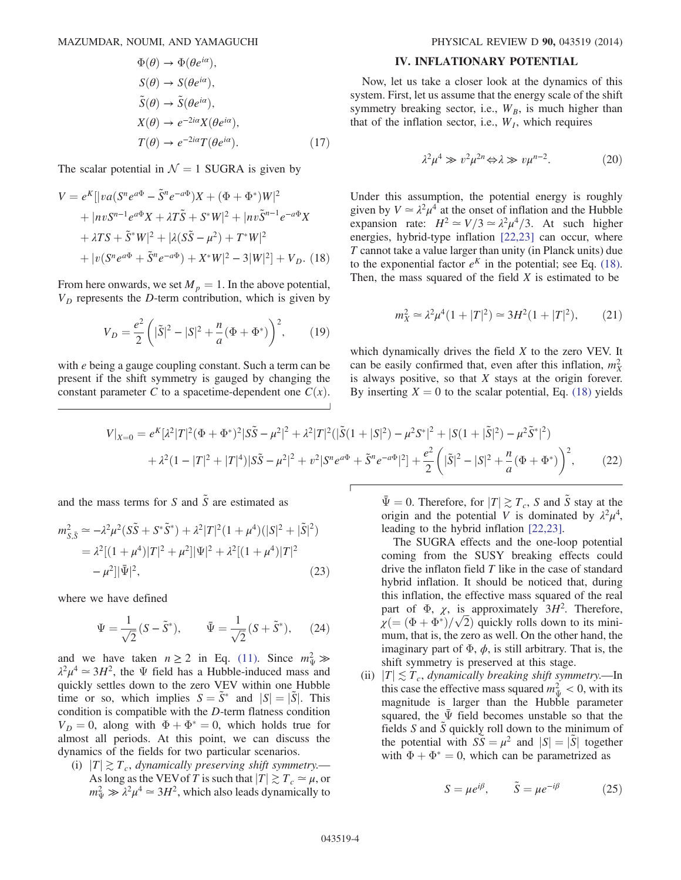$$
\begin{aligned}
\Phi(\theta) &\to \Phi(\theta e^{i\alpha}),\\
S(\theta) &\to S(\theta e^{i\alpha}),\\
\tilde{S}(\theta) &\to \tilde{S}(\theta e^{i\alpha}),\\
X(\theta) &\to e^{-2i\alpha} X(\theta e^{i\alpha}),\\
T(\theta) &\to e^{-2i\alpha} T(\theta e^{i\alpha}).
\end{aligned} \tag{17}
$$

The scalar potential in $\mathcal{N}=1$ SUGRA is given by

$$
\begin{aligned}
V = e^K[&|va(S^n e^{a\Phi} - \tilde{S}^n e^{-a\Phi})X + (\Phi+\Phi^*)W|^2 \\
&+ |nvS^{n-1}e^{a\Phi}X + \lambda T\tilde{S} + S^*W|^2 + |nv\tilde{S}^{n-1}e^{-a\Phi}X \\
&+ \lambda TS + \tilde{S}^*W|^2 + |\lambda(S\tilde{S}-\mu^2) + T^*W|^2 \\
&+ |v(S^n e^{a\Phi} + \tilde{S}^n e^{-a\Phi}) + X^*W|^2 - 3|W|^2] + V_D.
\end{aligned} \tag{18}
$$

From here onwards, we set $M_p = 1$. In the above potential, $V_D$ represents the $D$-term contribution, which is given by

$$
V_D = \frac{e^2}{2}\left(|\tilde{S}|^2 - |S|^2 + \frac{n}{a}(\Phi+\Phi^*)\right)^2, \tag{19}
$$

with $e$ being a gauge coupling constant. Such a term can be present if the shift symmetry is gauged by changing the constant parameter $C$ to a spacetime-dependent one $C(x)$.

## IV. INFLATIONARY POTENTIAL

Now, let us take a closer look at the dynamics of this system. First, let us assume that the energy scale of the shift symmetry breaking sector, i.e., $W_B$, is much higher than that of the inflation sector, i.e., $W_I$, which requires

$$
\lambda^2\mu^4 \gg v^2\mu^{2n} \Leftrightarrow \lambda \gg v\mu^{n-2}. \tag{20}
$$

Under this assumption, the potential energy is roughly given by $V \simeq \lambda^2\mu^4$ at the onset of inflation and the Hubble expansion rate: $H^2 \simeq V/3 \simeq \lambda^2\mu^4/3$. At such higher energies, hybrid-type inflation [22,23] can occur, where $T$ cannot take a value larger than unity (in Planck units) due to the exponential factor $e^K$ in the potential; see Eq. (18). Then, the mass squared of the field $X$ is estimated to be

$$
m_X^2 \simeq \lambda^2\mu^4(1+|T|^2) \simeq 3H^2(1+|T|^2), \tag{21}
$$

which dynamically drives the field $X$ to the zero VEV. It can be easily confirmed that, even after this inflation, $m_X^2$ is always positive, so that $X$ stays at the origin forever. By inserting $X=0$ to the scalar potential, Eq. (18) yields

$$
\begin{aligned}
V|_{X=0} = e^K[&\lambda^2|T|^2(\Phi+\Phi^*)^2|S\tilde{S}-\mu^2|^2 + \lambda^2|T|^2(|\tilde{S}(1+|S|^2) - \mu^2 S^*|^2 + |S(1+|\tilde{S}|^2) - \mu^2\tilde{S}^*|^2) \\
&+ \lambda^2(1-|T|^2+|T|^4)|S\tilde{S}-\mu^2|^2 + v^2|S^n e^{a\Phi} + \tilde{S}^n e^{-a\Phi}|^2] + \frac{e^2}{2}\left(|\tilde{S}|^2 - |S|^2 + \frac{n}{a}(\Phi+\Phi^*)\right)^2,
\end{aligned} \tag{22}
$$

and the mass terms for $S$ and $\tilde{S}$ are estimated as

$$
\begin{aligned}
m_{S,\tilde{S}}^2 &\simeq -\lambda^2\mu^2(S\tilde{S} + S^*\tilde{S}^*) + \lambda^2|T|^2(1+\mu^4)(|S|^2+|\tilde{S}|^2) \\
&= \lambda^2[(1+\mu^4)|T|^2 + \mu^2]|\Psi|^2 + \lambda^2[(1+\mu^4)|T|^2 \\
&\quad - \mu^2]|\bar{\Psi}|^2,
\end{aligned} \tag{23}
$$

where we have defined

$$
\Psi = \frac{1}{\sqrt{2}}(S - \tilde{S}^*), \qquad \bar{\Psi} = \frac{1}{\sqrt{2}}(S + \tilde{S}^*), \tag{24}
$$

and we have taken $n \geq 2$ in Eq. (11). Since $m_\Psi^2 \gg \lambda^2\mu^4 \simeq 3H^2$, the $\Psi$ field has a Hubble-induced mass and quickly settles down to the zero VEV within one Hubble time or so, which implies $S = \tilde{S}^*$ and $|S| = |\tilde{S}|$. This condition is compatible with the $D$-term flatness condition $V_D = 0$, along with $\Phi + \Phi^* = 0$, which holds true for almost all periods. At this point, we can discuss the dynamics of the fields for two particular scenarios.

(i) $|T| \gtrsim T_c$, *dynamically preserving shift symmetry.*—As long as the VEV of $T$ is such that $|T| \gtrsim T_c \simeq \mu$, or $m_{\bar{\Psi}}^2 \gg \lambda^2\mu^4 \simeq 3H^2$, which also leads dynamically to $\bar{\Psi} = 0$. Therefore, for $|T| \gtrsim T_c$, $S$ and $\tilde{S}$ stay at the origin and the potential $V$ is dominated by $\lambda^2\mu^4$, leading to the hybrid inflation [22,23].

The SUGRA effects and the one-loop potential coming from the SUSY breaking effects could drive the inflaton field $T$ like in the case of standard hybrid inflation. It should be noticed that, during this inflation, the effective mass squared of the real part of $\Phi$, $\chi$, is approximately $3H^2$. Therefore, $\chi (= (\Phi+\Phi^*)/\sqrt{2})$ quickly rolls down to its minimum, that is, the zero as well. On the other hand, the imaginary part of $\Phi$, $\phi$, is still arbitrary. That is, the shift symmetry is preserved at this stage.

(ii) $|T| \lesssim T_c$, *dynamically breaking shift symmetry.*—In this case the effective mass squared $m_{\bar{\Psi}}^2 < 0$, with its magnitude is larger than the Hubble parameter squared, the $\bar{\Psi}$ field becomes unstable so that the fields $S$ and $\tilde{S}$ quickly roll down to the minimum of the potential with $S\tilde{S} = \mu^2$ and $|S| = |\tilde{S}|$ together with $\Phi + \Phi^* = 0$, which can be parametrized as

$$
S = \mu e^{i\beta}, \qquad \tilde{S} = \mu e^{-i\beta} \tag{25}
$$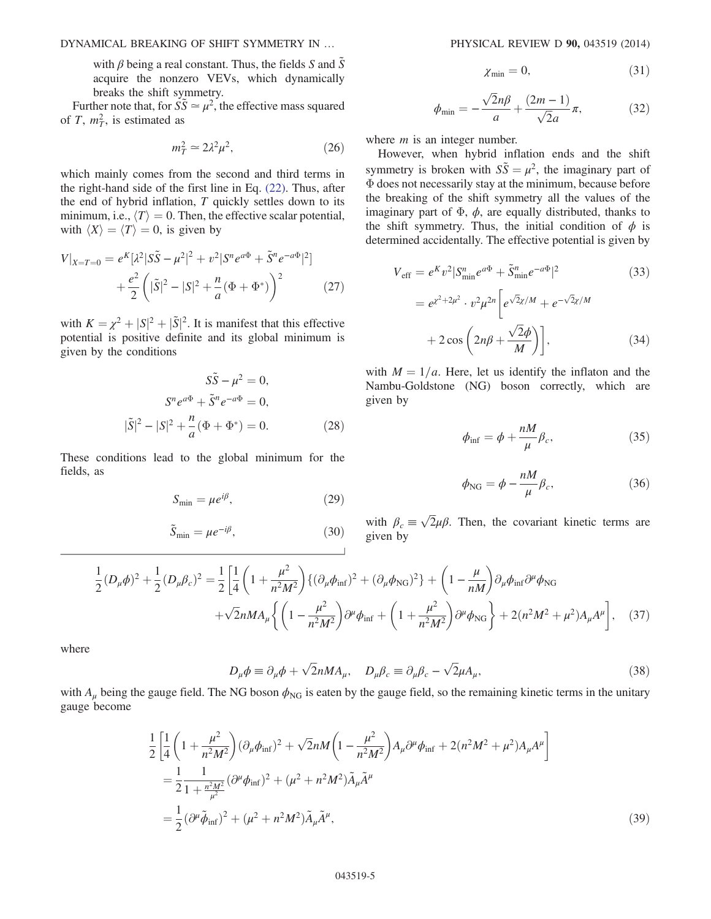with $\beta$ being a real constant. Thus, the fields $S$ and $\tilde{S}$ acquire the nonzero VEVs, which dynamically breaks the shift symmetry.

Further note that, for $S\tilde{S} \simeq \mu^2$, the effective mass squared of $T$, $m_T^2$, is estimated as

$$m_T^2 \simeq 2\lambda^2\mu^2, \tag{26}$$

which mainly comes from the second and third terms in the right-hand side of the first line in Eq. (22). Thus, after the end of hybrid inflation, $T$ quickly settles down to its minimum, i.e., $\langle T\rangle = 0$. Then, the effective scalar potential, with $\langle X\rangle = \langle T\rangle = 0$, is given by

$$V|_{X=T=0} = e^K[\lambda^2|S\tilde{S} - \mu^2|^2 + v^2|S^n e^{a\Phi} + \tilde{S}^n e^{-a\Phi}|^2] + \frac{e^2}{2}\left(|\tilde{S}|^2 - |S|^2 + \frac{n}{a}(\Phi + \Phi^*)\right)^2 \tag{27}$$

with $K = \chi^2 + |S|^2 + |\tilde{S}|^2$. It is manifest that this effective potential is positive definite and its global minimum is given by the conditions

$$\begin{aligned} S\tilde{S} - \mu^2 &= 0, \\ S^n e^{a\Phi} + \tilde{S}^n e^{-a\Phi} &= 0, \\ |\tilde{S}|^2 - |S|^2 + \frac{n}{a}(\Phi + \Phi^*) &= 0. \end{aligned} \tag{28}$$

These conditions lead to the global minimum for the fields, as

$$S_{\min} = \mu e^{i\beta}, \tag{29}$$

$$\tilde{S}_{\min} = \mu e^{-i\beta}, \tag{30}$$

$$\chi_{\min} = 0, \tag{31}$$

$$\phi_{\min} = -\frac{\sqrt{2}n\beta}{a} + \frac{(2m-1)}{\sqrt{2}a}\pi, \tag{32}$$

where $m$ is an integer number.

However, when hybrid inflation ends and the shift symmetry is broken with $S\tilde{S} = \mu^2$, the imaginary part of $\Phi$ does not necessarily stay at the minimum, because before the breaking of the shift symmetry all the values of the imaginary part of $\Phi$, $\phi$, are equally distributed, thanks to the shift symmetry. Thus, the initial condition of $\phi$ is determined accidentally. The effective potential is given by

$$V_{\text{eff}} = e^K v^2 |S_{\min}^n e^{a\Phi} + \tilde{S}_{\min}^n e^{-a\Phi}|^2 \tag{33}$$

$$= e^{\chi^2 + 2\mu^2} \cdot v^2\mu^{2n}\left[e^{\sqrt{2}\chi/M} + e^{-\sqrt{2}\chi/M} + 2\cos\left(2n\beta + \frac{\sqrt{2}\phi}{M}\right)\right], \tag{34}$$

with $M = 1/a$. Here, let us identify the inflaton and the Nambu-Goldstone (NG) boson correctly, which are given by

$$\phi_{\text{inf}} = \phi + \frac{nM}{\mu}\beta_c, \tag{35}$$

$$\phi_{\text{NG}} = \phi - \frac{nM}{\mu}\beta_c, \tag{36}$$

with $\beta_c \equiv \sqrt{2}\mu\beta$. Then, the covariant kinetic terms are given by

$$\begin{aligned} \frac{1}{2}(D_\mu\phi)^2 + \frac{1}{2}(D_\mu\beta_c)^2 = \frac{1}{2}\Bigg[&\frac{1}{4}\left(1 + \frac{\mu^2}{n^2M^2}\right)\{(\partial_\mu\phi_{\text{inf}})^2 + (\partial_\mu\phi_{\text{NG}})^2\} + \left(1 - \frac{\mu}{nM}\right)\partial_\mu\phi_{\text{inf}}\partial^\mu\phi_{\text{NG}} \\ &+ \sqrt{2}nMA_\mu\left\{\left(1 - \frac{\mu^2}{n^2M^2}\right)\partial^\mu\phi_{\text{inf}} + \left(1 + \frac{\mu^2}{n^2M^2}\right)\partial^\mu\phi_{\text{NG}}\right\} + 2(n^2M^2 + \mu^2)A_\mu A^\mu\Bigg], \end{aligned} \tag{37}$$

where

$$D_\mu\phi \equiv \partial_\mu\phi + \sqrt{2}nMA_\mu, \quad D_\mu\beta_c \equiv \partial_\mu\beta_c - \sqrt{2}\mu A_\mu, \tag{38}$$

with $A_\mu$ being the gauge field. The NG boson $\phi_{\text{NG}}$ is eaten by the gauge field, so the remaining kinetic terms in the unitary gauge become

$$\begin{aligned} &\frac{1}{2}\left[\frac{1}{4}\left(1 + \frac{\mu^2}{n^2M^2}\right)(\partial_\mu\phi_{\text{inf}})^2 + \sqrt{2}nM\left(1 - \frac{\mu^2}{n^2M^2}\right)A_\mu\partial^\mu\phi_{\text{inf}} + 2(n^2M^2 + \mu^2)A_\mu A^\mu\right] \\ &= \frac{1}{2}\frac{1}{1 + \frac{n^2M^2}{\mu^2}}(\partial^\mu\phi_{\text{inf}})^2 + (\mu^2 + n^2M^2)\tilde{A}_\mu\tilde{A}^\mu \\ &= \frac{1}{2}(\partial^\mu\tilde{\phi}_{\text{inf}})^2 + (\mu^2 + n^2M^2)\tilde{A}_\mu\tilde{A}^\mu, \end{aligned} \tag{39}$$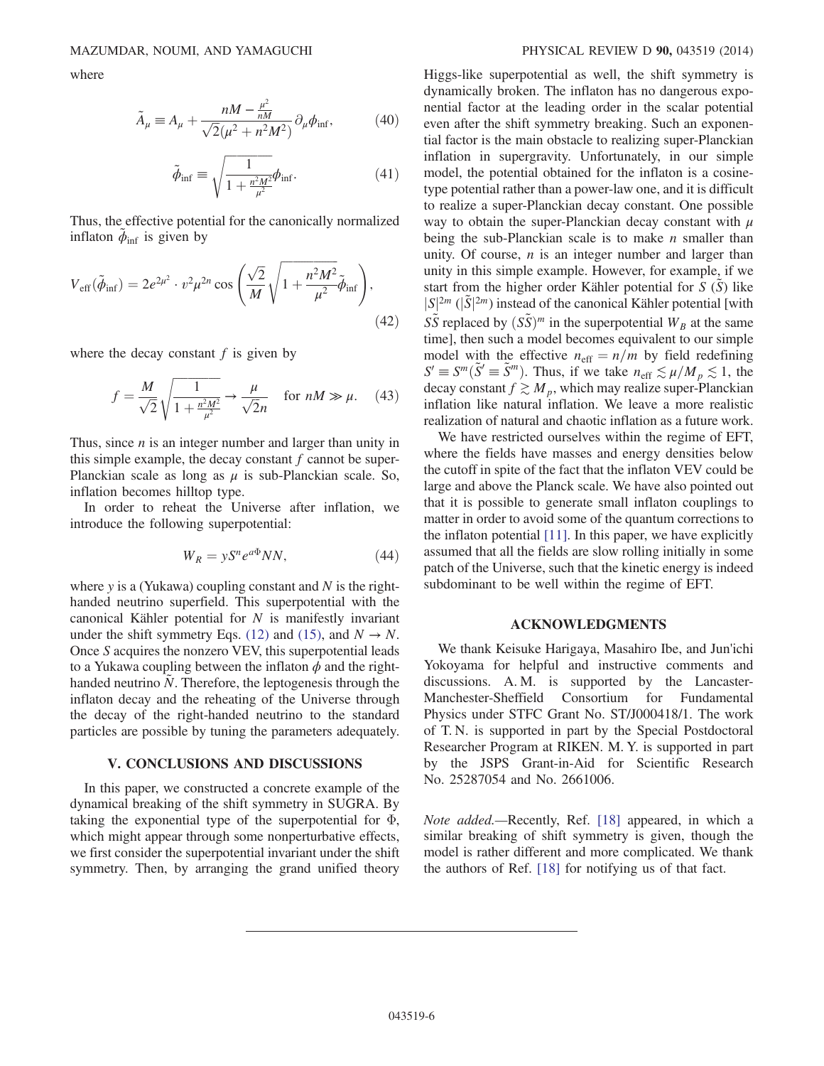where

$$\tilde{A}_\mu \equiv A_\mu + \frac{nM - \frac{\mu^2}{nM}}{\sqrt{2(\mu^2 + n^2M^2)}}\partial_\mu \phi_{\rm inf}, \qquad (40)$$

$$\tilde{\phi}_{\rm inf} \equiv \sqrt{\frac{1}{1+\frac{n^2M^2}{\mu^2}}}\phi_{\rm inf}. \qquad (41)$$

Thus, the effective potential for the canonically normalized inflaton $\tilde{\phi}_{\rm inf}$ is given by

$$V_{\rm eff}(\tilde{\phi}_{\rm inf}) = 2e^{2\mu^2} \cdot v^2\mu^{2n} \cos\left(\frac{\sqrt{2}}{M}\sqrt{1+\frac{n^2M^2}{\mu^2}}\tilde{\phi}_{\rm inf}\right), \qquad (42)$$

where the decay constant $f$ is given by

$$f = \frac{M}{\sqrt{2}}\sqrt{\frac{1}{1+\frac{n^2M^2}{\mu^2}}} \to \frac{\mu}{\sqrt{2}n} \quad \text{for } nM \gg \mu. \qquad (43)$$

Thus, since $n$ is an integer number and larger than unity in this simple example, the decay constant $f$ cannot be super-Planckian scale as long as $\mu$ is sub-Planckian scale. So, inflation becomes hilltop type.

In order to reheat the Universe after inflation, we introduce the following superpotential:

$$W_R = yS^n e^{a\Phi}NN, \qquad (44)$$

where $y$ is a (Yukawa) coupling constant and $N$ is the right-handed neutrino superfield. This superpotential with the canonical Kähler potential for $N$ is manifestly invariant under the shift symmetry Eqs. (12) and (15), and $N \to N$. Once $S$ acquires the nonzero VEV, this superpotential leads to a Yukawa coupling between the inflaton $\phi$ and the right-handed neutrino $\tilde{N}$. Therefore, the leptogenesis through the inflaton decay and the reheating of the Universe through the decay of the right-handed neutrino to the standard particles are possible by tuning the parameters adequately.

## V. CONCLUSIONS AND DISCUSSIONS

In this paper, we constructed a concrete example of the dynamical breaking of the shift symmetry in SUGRA. By taking the exponential type of the superpotential for $\Phi$, which might appear through some nonperturbative effects, we first consider the superpotential invariant under the shift symmetry. Then, by arranging the grand unified theory Higgs-like superpotential as well, the shift symmetry is dynamically broken. The inflaton has no dangerous exponential factor at the leading order in the scalar potential even after the shift symmetry breaking. Such an exponential factor is the main obstacle to realizing super-Planckian inflation in supergravity. Unfortunately, in our simple model, the potential obtained for the inflaton is a cosine-type potential rather than a power-law one, and it is difficult to realize a super-Planckian decay constant. One possible way to obtain the super-Planckian decay constant with $\mu$ being the sub-Planckian scale is to make $n$ smaller than unity. Of course, $n$ is an integer number and larger than unity in this simple example. However, for example, if we start from the higher order Kähler potential for $S$ ($\tilde{S}$) like $|S|^{2m}$ ($|\tilde{S}|^{2m}$) instead of the canonical Kähler potential [with $S\tilde{S}$ replaced by $(S\tilde{S})^m$ in the superpotential $W_B$ at the same time], then such a model becomes equivalent to our simple model with the effective $n_{\rm eff} = n/m$ by field redefining $S' \equiv S^m (\tilde{S}' \equiv \tilde{S}^m)$. Thus, if we take $n_{\rm eff} \lesssim \mu/M_p \lesssim 1$, the decay constant $f \gtrsim M_p$, which may realize super-Planckian inflation like natural inflation. We leave a more realistic realization of natural and chaotic inflation as a future work.

We have restricted ourselves within the regime of EFT, where the fields have masses and energy densities below the cutoff in spite of the fact that the inflaton VEV could be large and above the Planck scale. We have also pointed out that it is possible to generate small inflaton couplings to matter in order to avoid some of the quantum corrections to the inflaton potential [11]. In this paper, we have explicitly assumed that all the fields are slow rolling initially in some patch of the Universe, such that the kinetic energy is indeed subdominant to be well within the regime of EFT.

## ACKNOWLEDGMENTS

We thank Keisuke Harigaya, Masahiro Ibe, and Jun'ichi Yokoyama for helpful and instructive comments and discussions. A. M. is supported by the Lancaster-Manchester-Sheffield Consortium for Fundamental Physics under STFC Grant No. ST/J000418/1. The work of T. N. is supported in part by the Special Postdoctoral Researcher Program at RIKEN. M. Y. is supported in part by the JSPS Grant-in-Aid for Scientific Research No. 25287054 and No. 2661006.

*Note added.*—Recently, Ref. [18] appeared, in which a similar breaking of shift symmetry is given, though the model is rather different and more complicated. We thank the authors of Ref. [18] for notifying us of that fact.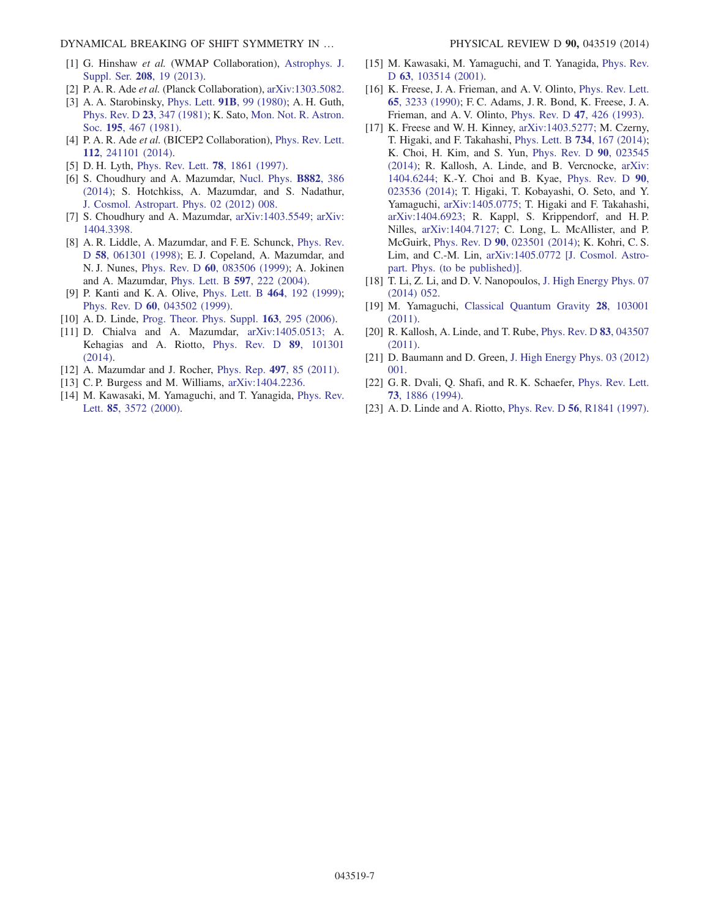[1] G. Hinshaw *et al.* (WMAP Collaboration), Astrophys. J. Suppl. Ser. **208**, 19 (2013).

[2] P. A. R. Ade *et al.* (Planck Collaboration), arXiv:1303.5082.

[3] A. A. Starobinsky, Phys. Lett. **91B**, 99 (1980); A. H. Guth, Phys. Rev. D **23**, 347 (1981); K. Sato, Mon. Not. R. Astron. Soc. **195**, 467 (1981).

[4] P. A. R. Ade *et al.* (BICEP2 Collaboration), Phys. Rev. Lett. **112**, 241101 (2014).

[5] D. H. Lyth, Phys. Rev. Lett. **78**, 1861 (1997).

[6] S. Choudhury and A. Mazumdar, Nucl. Phys. **B882**, 386 (2014); S. Hotchkiss, A. Mazumdar, and S. Nadathur, J. Cosmol. Astropart. Phys. 02 (2012) 008.

[7] S. Choudhury and A. Mazumdar, arXiv:1403.5549; arXiv: 1404.3398.

[8] A. R. Liddle, A. Mazumdar, and F. E. Schunck, Phys. Rev. D **58**, 061301 (1998); E. J. Copeland, A. Mazumdar, and N. J. Nunes, Phys. Rev. D **60**, 083506 (1999); A. Jokinen and A. Mazumdar, Phys. Lett. B **597**, 222 (2004).

[9] P. Kanti and K. A. Olive, Phys. Lett. B **464**, 192 (1999); Phys. Rev. D **60**, 043502 (1999).

[10] A. D. Linde, Prog. Theor. Phys. Suppl. **163**, 295 (2006).

[11] D. Chialva and A. Mazumdar, arXiv:1405.0513; A. Kehagias and A. Riotto, Phys. Rev. D **89**, 101301 (2014).

[12] A. Mazumdar and J. Rocher, Phys. Rep. **497**, 85 (2011).

[13] C. P. Burgess and M. Williams, arXiv:1404.2236.

[14] M. Kawasaki, M. Yamaguchi, and T. Yanagida, Phys. Rev. Lett. **85**, 3572 (2000).

[15] M. Kawasaki, M. Yamaguchi, and T. Yanagida, Phys. Rev. D **63**, 103514 (2001).

[16] K. Freese, J. A. Frieman, and A. V. Olinto, Phys. Rev. Lett. **65**, 3233 (1990); F. C. Adams, J. R. Bond, K. Freese, J. A. Frieman, and A. V. Olinto, Phys. Rev. D **47**, 426 (1993).

[17] K. Freese and W. H. Kinney, arXiv:1403.5277; M. Czerny, T. Higaki, and F. Takahashi, Phys. Lett. B **734**, 167 (2014); K. Choi, H. Kim, and S. Yun, Phys. Rev. D **90**, 023545 (2014); R. Kallosh, A. Linde, and B. Vercnocke, arXiv: 1404.6244; K.-Y. Choi and B. Kyae, Phys. Rev. D **90**, 023536 (2014); T. Higaki, T. Kobayashi, O. Seto, and Y. Yamaguchi, arXiv:1405.0775; T. Higaki and F. Takahashi, arXiv:1404.6923; R. Kappl, S. Krippendorf, and H. P. Nilles, arXiv:1404.7127; C. Long, L. McAllister, and P. McGuirk, Phys. Rev. D **90**, 023501 (2014); K. Kohri, C. S. Lim, and C.-M. Lin, arXiv:1405.0772 [J. Cosmol. Astropart. Phys. (to be published)].

[18] T. Li, Z. Li, and D. V. Nanopoulos, J. High Energy Phys. 07 (2014) 052.

[19] M. Yamaguchi, Classical Quantum Gravity **28**, 103001 (2011).

[20] R. Kallosh, A. Linde, and T. Rube, Phys. Rev. D **83**, 043507 (2011).

[21] D. Baumann and D. Green, J. High Energy Phys. 03 (2012) 001.

[22] G. R. Dvali, Q. Shafi, and R. K. Schaefer, Phys. Rev. Lett. **73**, 1886 (1994).

[23] A. D. Linde and A. Riotto, Phys. Rev. D **56**, R1841 (1997).